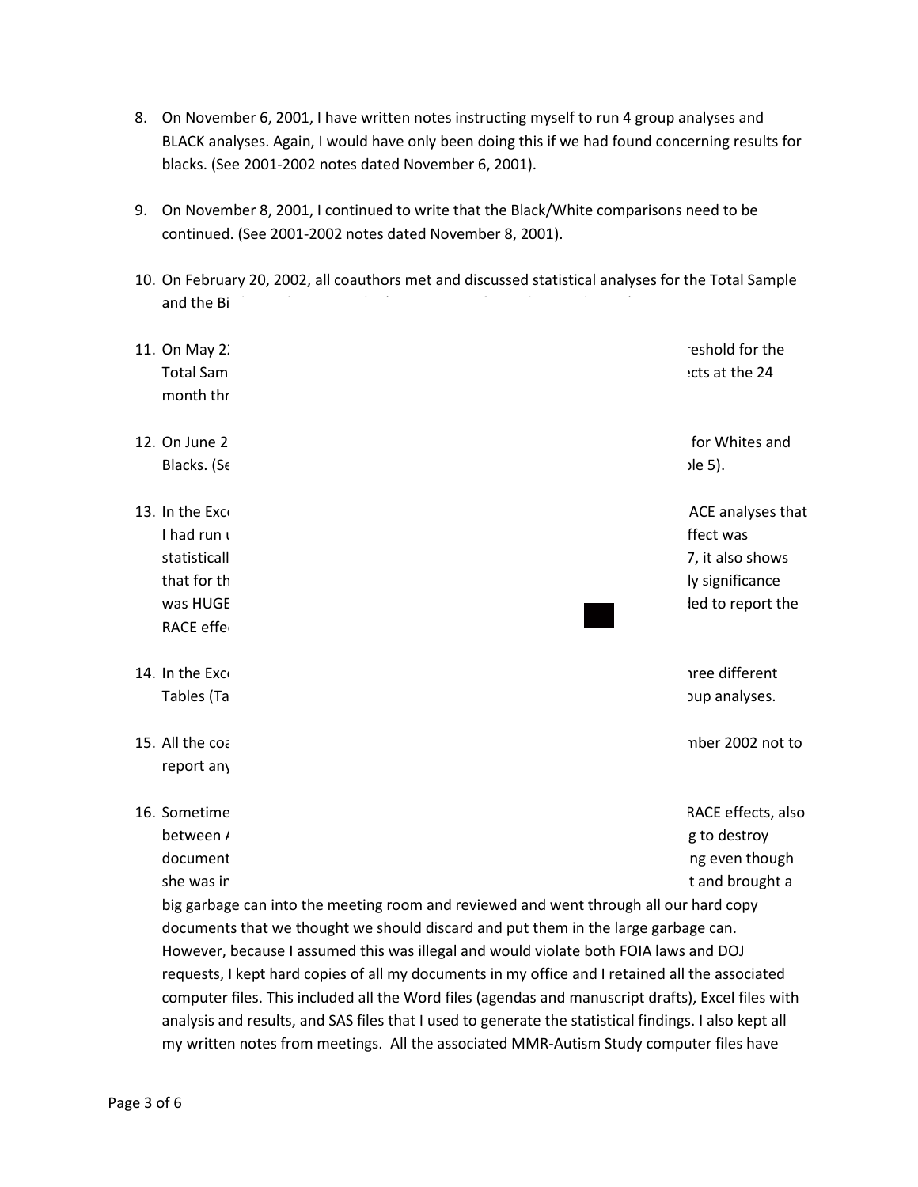8. On November 6, 2001, I have written notes instructing myself to run 4 group analyses and BLACK analyses. Again, I would have only been doing this if we had found concerning results for blacks. (See 2001-2002 notes dated November 6, 2001).

9. On November 8, 2001, I continued to write that the Black/White comparisons need to be continued. (See 2001-2002 notes dated November 8, 2001).

10. On February 20, 2002, all coauthors met and discussed statistical analyses for the Total Sample and the Bi

11. On May 2 reshold for the Total Sam cts at the 24 month thr

12. On June 2 for Whites and Blacks. (Se ble 5).

13. In the Exc ACE analyses that I had run u ffect was statisticall 7, it also shows that for th ly significance was HUGE led to report the RACE effe

14. In the Exc hree different Tables (Ta oup analyses.

15. All the coa mber 2002 not to report any

16. Sometime RACE effects, also between A g to destroy document ng even though she was in t and brought a big garbage can into the meeting room and reviewed and went through all our hard copy documents that we thought we should discard and put them in the large garbage can. However, because I assumed this was illegal and would violate both FOIA laws and DOJ requests, I kept hard copies of all my documents in my office and I retained all the associated computer files. This included all the Word files (agendas and manuscript drafts), Excel files with analysis and results, and SAS files that I used to generate the statistical findings. I also kept all my written notes from meetings. All the associated MMR-Autism Study computer files have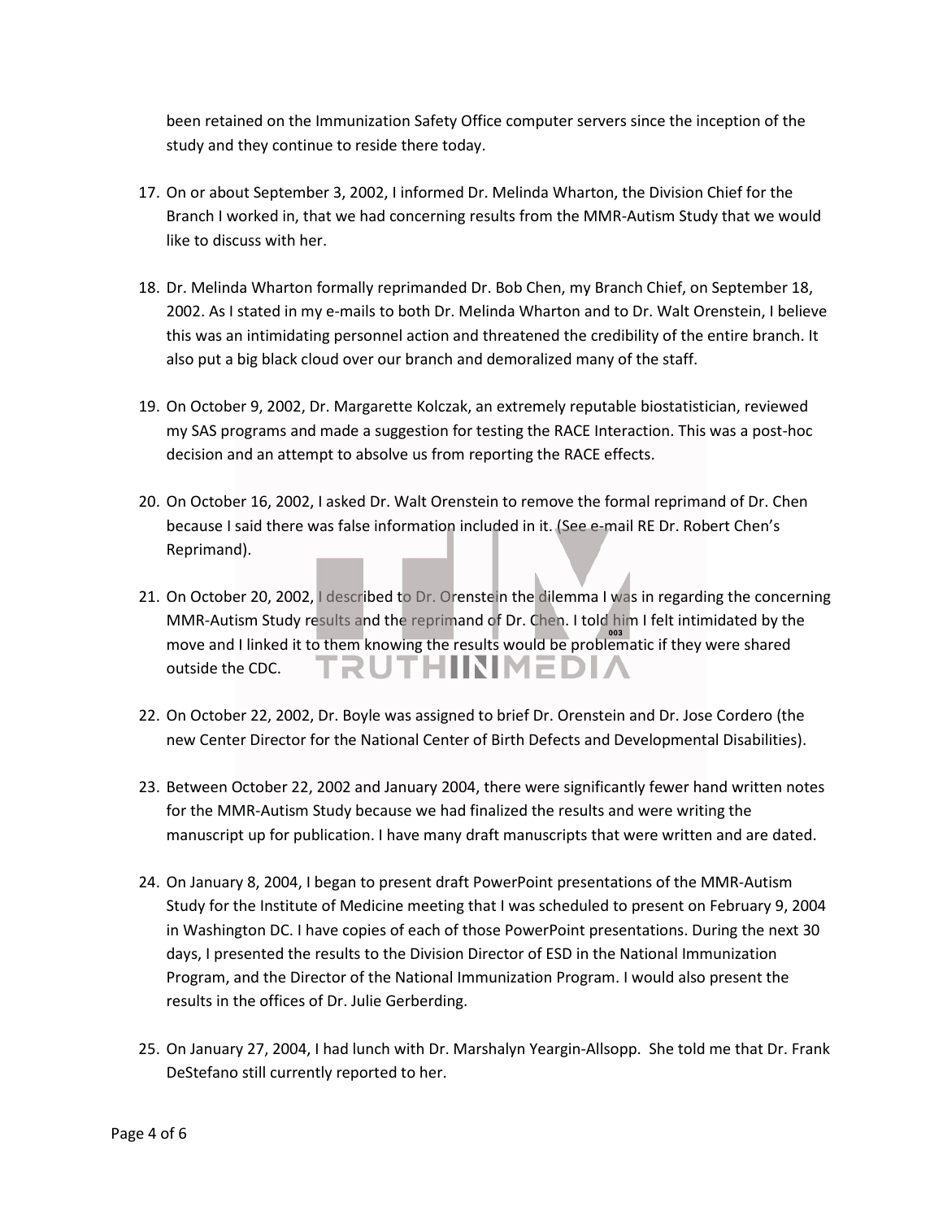been retained on the Immunization Safety Office computer servers since the inception of the study and they continue to reside there today.

17. On or about September 3, 2002, I informed Dr. Melinda Wharton, the Division Chief for the Branch I worked in, that we had concerning results from the MMR-Autism Study that we would like to discuss with her.

18. Dr. Melinda Wharton formally reprimanded Dr. Bob Chen, my Branch Chief, on September 18, 2002. As I stated in my e-mails to both Dr. Melinda Wharton and to Dr. Walt Orenstein, I believe this was an intimidating personnel action and threatened the credibility of the entire branch. It also put a big black cloud over our branch and demoralized many of the staff.

19. On October 9, 2002, Dr. Margarette Kolczak, an extremely reputable biostatistician, reviewed my SAS programs and made a suggestion for testing the RACE Interaction. This was a post-hoc decision and an attempt to absolve us from reporting the RACE effects.

20. On October 16, 2002, I asked Dr. Walt Orenstein to remove the formal reprimand of Dr. Chen because I said there was false information included in it. (See e-mail RE Dr. Robert Chen's Reprimand).

21. On October 20, 2002, I described to Dr. Orenstein the dilemma I was in regarding the concerning MMR-Autism Study results and the reprimand of Dr. Chen. I told him I felt intimidated by the move and I linked it to them knowing the results would be problematic if they were shared outside the CDC.

22. On October 22, 2002, Dr. Boyle was assigned to brief Dr. Orenstein and Dr. Jose Cordero (the new Center Director for the National Center of Birth Defects and Developmental Disabilities).

23. Between October 22, 2002 and January 2004, there were significantly fewer hand written notes for the MMR-Autism Study because we had finalized the results and were writing the manuscript up for publication. I have many draft manuscripts that were written and are dated.

24. On January 8, 2004, I began to present draft PowerPoint presentations of the MMR-Autism Study for the Institute of Medicine meeting that I was scheduled to present on February 9, 2004 in Washington DC. I have copies of each of those PowerPoint presentations. During the next 30 days, I presented the results to the Division Director of ESD in the National Immunization Program, and the Director of the National Immunization Program. I would also present the results in the offices of Dr. Julie Gerberding.

25. On January 27, 2004, I had lunch with Dr. Marshalyn Yeargin-Allsopp. She told me that Dr. Frank DeStefano still currently reported to her.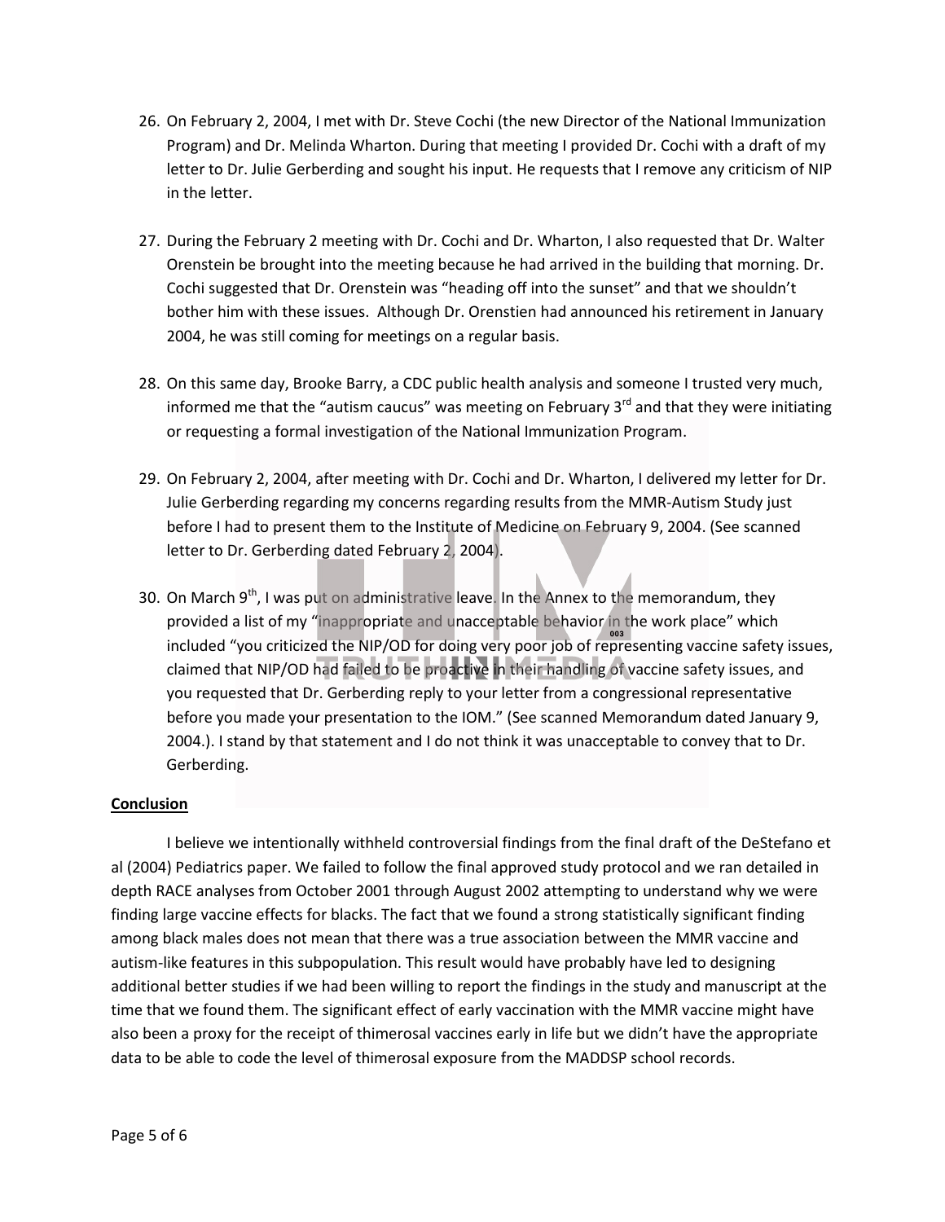26. On February 2, 2004, I met with Dr. Steve Cochi (the new Director of the National Immunization Program) and Dr. Melinda Wharton. During that meeting I provided Dr. Cochi with a draft of my letter to Dr. Julie Gerberding and sought his input. He requests that I remove any criticism of NIP in the letter.

27. During the February 2 meeting with Dr. Cochi and Dr. Wharton, I also requested that Dr. Walter Orenstein be brought into the meeting because he had arrived in the building that morning. Dr. Cochi suggested that Dr. Orenstein was "heading off into the sunset" and that we shouldn't bother him with these issues. Although Dr. Orenstien had announced his retirement in January 2004, he was still coming for meetings on a regular basis.

28. On this same day, Brooke Barry, a CDC public health analysis and someone I trusted very much, informed me that the "autism caucus" was meeting on February 3rd and that they were initiating or requesting a formal investigation of the National Immunization Program.

29. On February 2, 2004, after meeting with Dr. Cochi and Dr. Wharton, I delivered my letter for Dr. Julie Gerberding regarding my concerns regarding results from the MMR-Autism Study just before I had to present them to the Institute of Medicine on February 9, 2004. (See scanned letter to Dr. Gerberding dated February 2, 2004).

30. On March 9th, I was put on administrative leave. In the Annex to the memorandum, they provided a list of my "inappropriate and unacceptable behavior in the work place" which included "you criticized the NIP/OD for doing very poor job of representing vaccine safety issues, claimed that NIP/OD had failed to be proactive in their handling of vaccine safety issues, and you requested that Dr. Gerberding reply to your letter from a congressional representative before you made your presentation to the IOM." (See scanned Memorandum dated January 9, 2004.). I stand by that statement and I do not think it was unacceptable to convey that to Dr. Gerberding.

**Conclusion**

I believe we intentionally withheld controversial findings from the final draft of the DeStefano et al (2004) Pediatrics paper. We failed to follow the final approved study protocol and we ran detailed in depth RACE analyses from October 2001 through August 2002 attempting to understand why we were finding large vaccine effects for blacks. The fact that we found a strong statistically significant finding among black males does not mean that there was a true association between the MMR vaccine and autism-like features in this subpopulation. This result would have probably have led to designing additional better studies if we had been willing to report the findings in the study and manuscript at the time that we found them. The significant effect of early vaccination with the MMR vaccine might have also been a proxy for the receipt of thimerosal vaccines early in life but we didn't have the appropriate data to be able to code the level of thimerosal exposure from the MADDSP school records.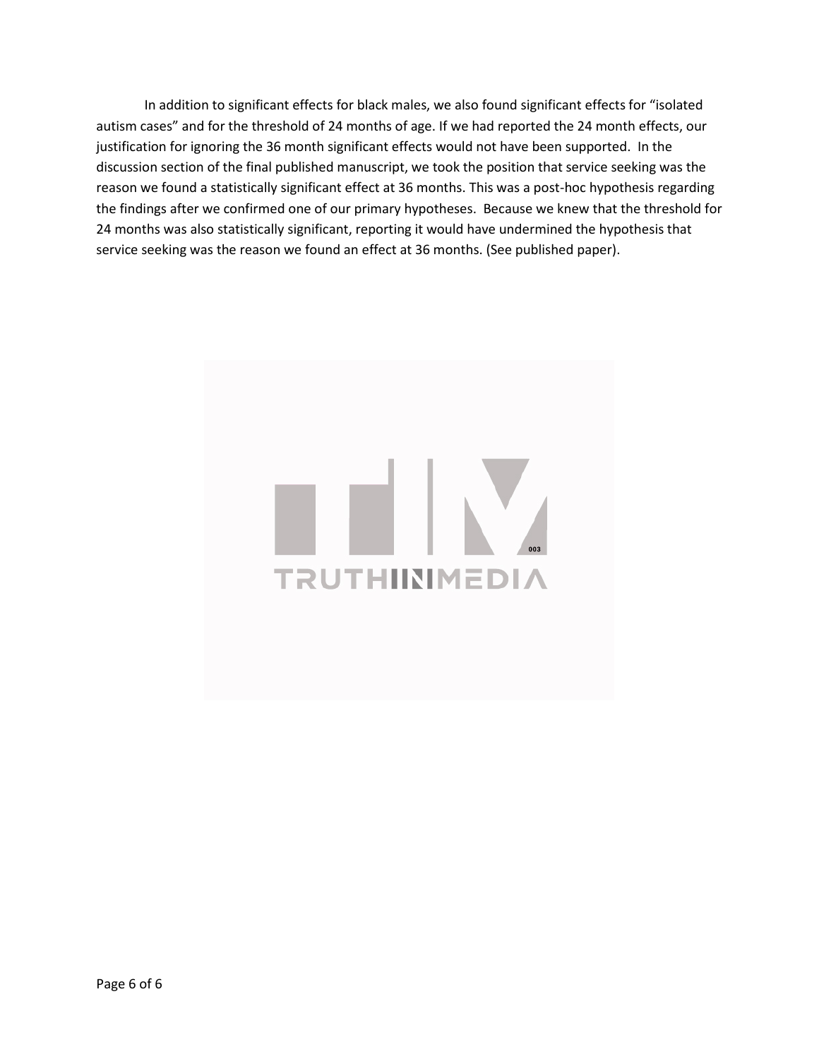In addition to significant effects for black males, we also found significant effects for "isolated autism cases" and for the threshold of 24 months of age. If we had reported the 24 month effects, our justification for ignoring the 36 month significant effects would not have been supported. In the discussion section of the final published manuscript, we took the position that service seeking was the reason we found a statistically significant effect at 36 months. This was a post-hoc hypothesis regarding the findings after we confirmed one of our primary hypotheses. Because we knew that the threshold for 24 months was also statistically significant, reporting it would have undermined the hypothesis that service seeking was the reason we found an effect at 36 months. (See published paper).